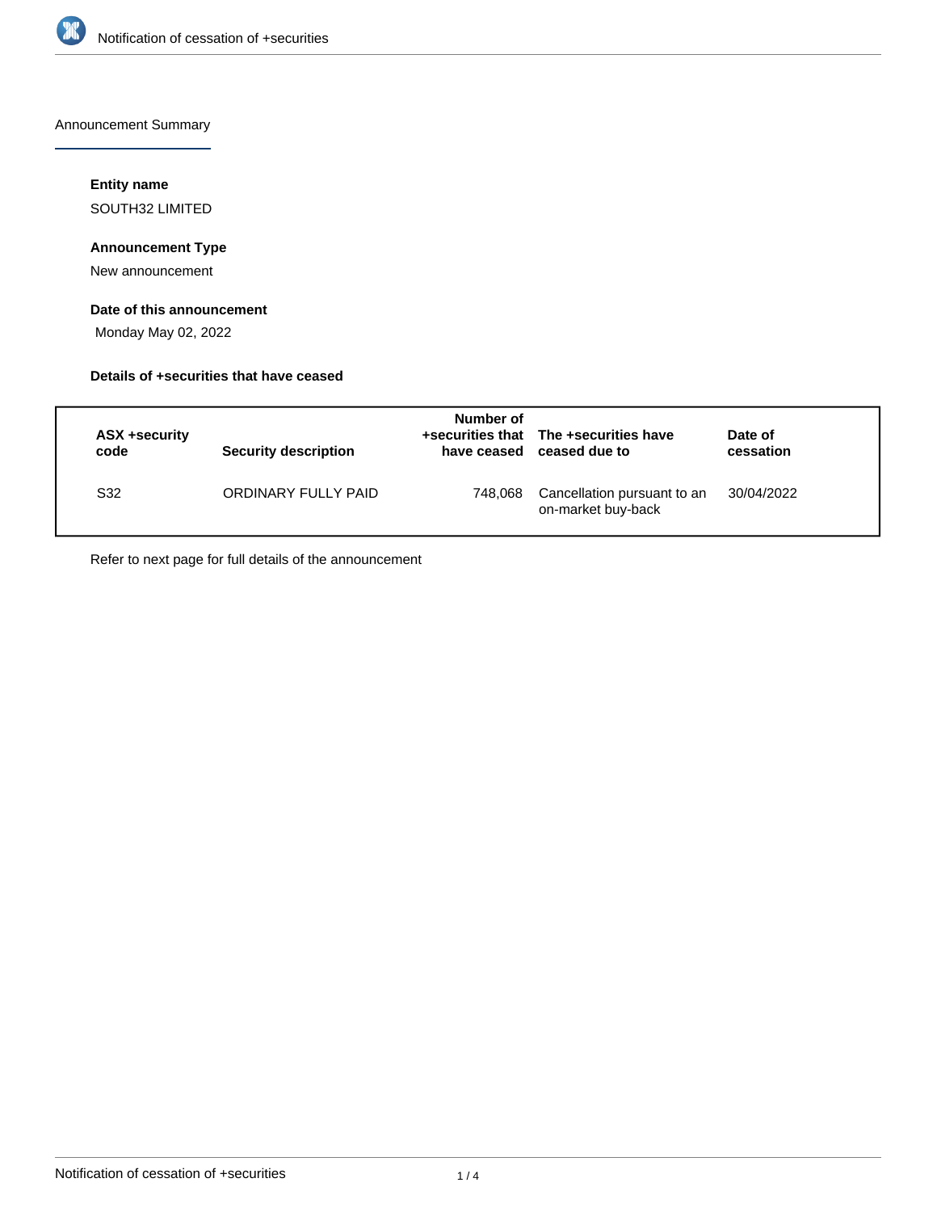Announcement Summary

**Entity name**

SOUTH32 LIMITED

**Announcement Type**

New announcement

**Date of this announcement**

Monday May 02, 2022

**Details of +securities that have ceased**

| ASX +security code | Security description | Number of +securities that have ceased | The +securities have ceased due to | Date of cessation |
|---|---|---|---|---|
| S32 | ORDINARY FULLY PAID | 748,068 | Cancellation pursuant to an on-market buy-back | 30/04/2022 |

Refer to next page for full details of the announcement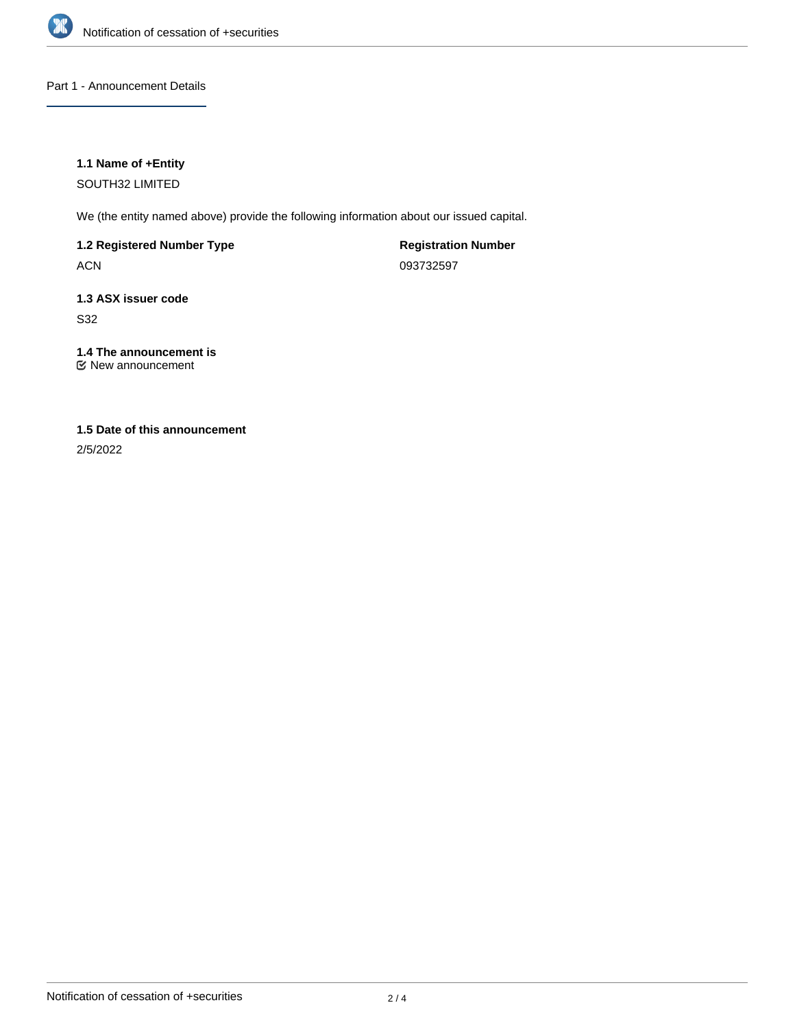## Part 1 - Announcement Details

### 1.1 Name of +Entity

SOUTH32 LIMITED

We (the entity named above) provide the following information about our issued capital.

| **1.2 Registered Number Type** | **Registration Number** |
|---|---|
| ACN | 093732597 |

### 1.3 ASX issuer code

S32

### 1.4 The announcement is

☑ New announcement

### 1.5 Date of this announcement

2/5/2022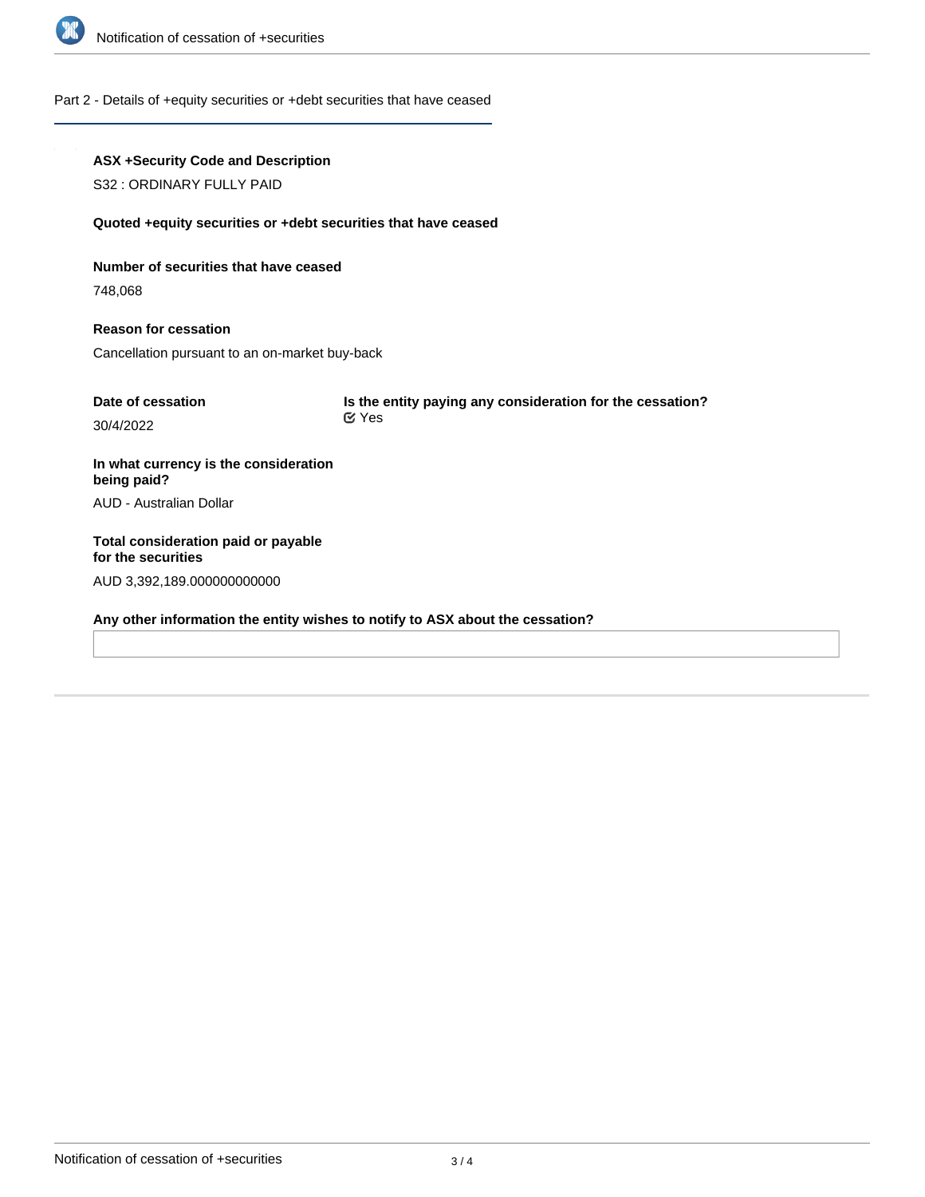## Part 2 - Details of +equity securities or +debt securities that have ceased

**ASX +Security Code and Description**

S32 : ORDINARY FULLY PAID

**Quoted +equity securities or +debt securities that have ceased**

**Number of securities that have ceased**

748,068

**Reason for cessation**

Cancellation pursuant to an on-market buy-back

**Date of cessation**

30/4/2022

**Is the entity paying any consideration for the cessation?**

Yes

**In what currency is the consideration being paid?**

AUD - Australian Dollar

**Total consideration paid or payable for the securities**

AUD 3,392,189.000000000000

**Any other information the entity wishes to notify to ASX about the cessation?**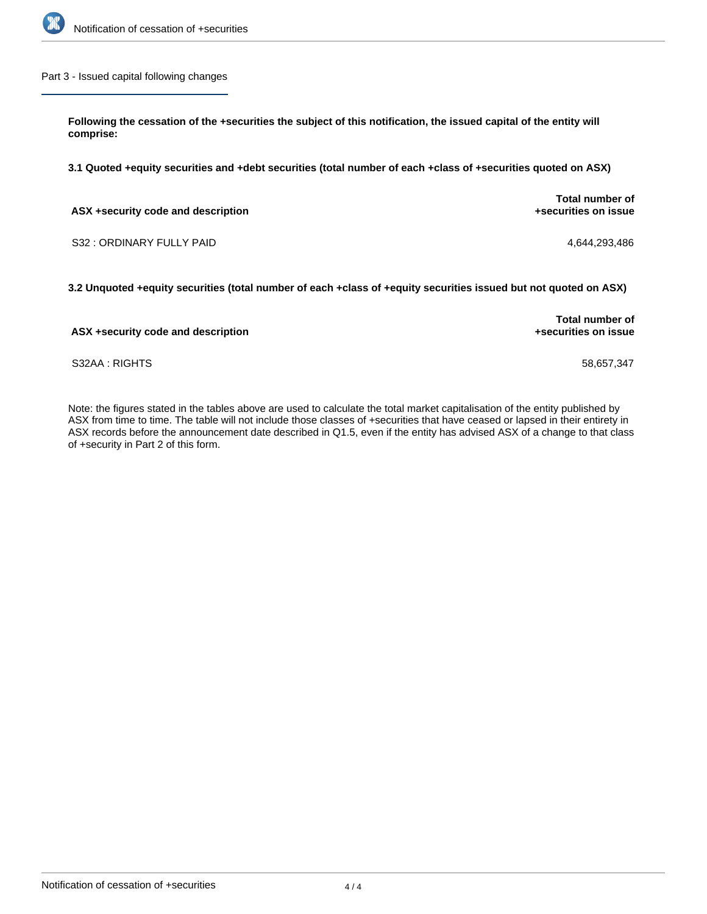## Part 3 - Issued capital following changes

**Following the cessation of the +securities the subject of this notification, the issued capital of the entity will comprise:**

**3.1 Quoted +equity securities and +debt securities (total number of each +class of +securities quoted on ASX)**

| ASX +security code and description | Total number of +securities on issue |
| --- | --- |
| S32 : ORDINARY FULLY PAID | 4,644,293,486 |

**3.2 Unquoted +equity securities (total number of each +class of +equity securities issued but not quoted on ASX)**

| ASX +security code and description | Total number of +securities on issue |
| --- | --- |
| S32AA : RIGHTS | 58,657,347 |

Note: the figures stated in the tables above are used to calculate the total market capitalisation of the entity published by ASX from time to time. The table will not include those classes of +securities that have ceased or lapsed in their entirety in ASX records before the announcement date described in Q1.5, even if the entity has advised ASX of a change to that class of +security in Part 2 of this form.